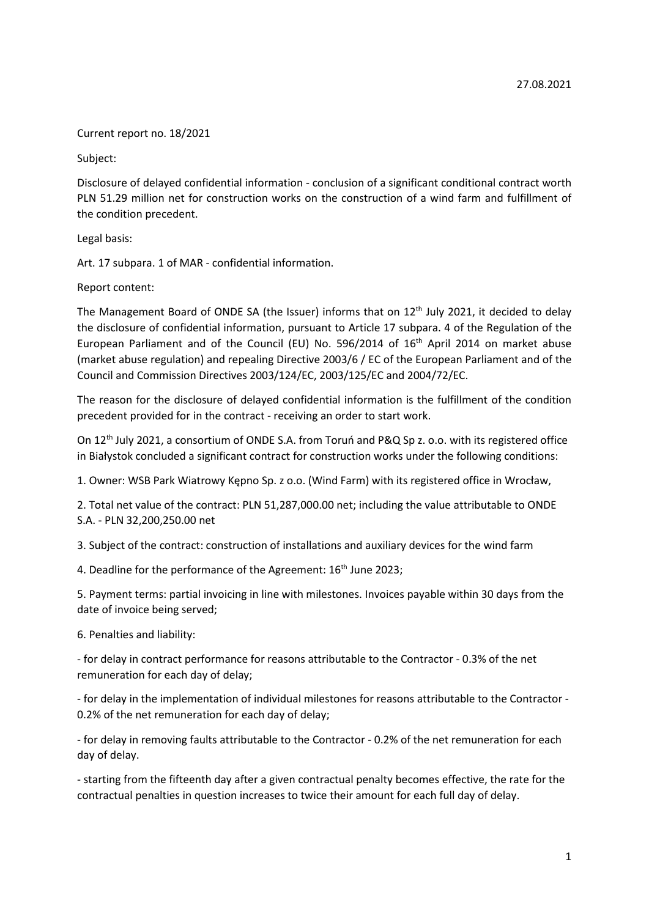27.08.2021

Current report no. 18/2021

Subject:

Disclosure of delayed confidential information - conclusion of a significant conditional contract worth PLN 51.29 million net for construction works on the construction of a wind farm and fulfillment of the condition precedent.

Legal basis:

Art. 17 subpara. 1 of MAR - confidential information.

Report content:

The Management Board of ONDE SA (the Issuer) informs that on 12th July 2021, it decided to delay the disclosure of confidential information, pursuant to Article 17 subpara. 4 of the Regulation of the European Parliament and of the Council (EU) No. 596/2014 of 16th April 2014 on market abuse (market abuse regulation) and repealing Directive 2003/6 / EC of the European Parliament and of the Council and Commission Directives 2003/124/EC, 2003/125/EC and 2004/72/EC.

The reason for the disclosure of delayed confidential information is the fulfillment of the condition precedent provided for in the contract - receiving an order to start work.

On 12th July 2021, a consortium of ONDE S.A. from Toruń and P&Q Sp z. o.o. with its registered office in Białystok concluded a significant contract for construction works under the following conditions:

1. Owner: WSB Park Wiatrowy Kępno Sp. z o.o. (Wind Farm) with its registered office in Wrocław,

2. Total net value of the contract: PLN 51,287,000.00 net; including the value attributable to ONDE S.A. - PLN 32,200,250.00 net

3. Subject of the contract: construction of installations and auxiliary devices for the wind farm

4. Deadline for the performance of the Agreement: 16th June 2023;

5. Payment terms: partial invoicing in line with milestones. Invoices payable within 30 days from the date of invoice being served;

6. Penalties and liability:

- for delay in contract performance for reasons attributable to the Contractor - 0.3% of the net remuneration for each day of delay;

- for delay in the implementation of individual milestones for reasons attributable to the Contractor - 0.2% of the net remuneration for each day of delay;

- for delay in removing faults attributable to the Contractor - 0.2% of the net remuneration for each day of delay.

- starting from the fifteenth day after a given contractual penalty becomes effective, the rate for the contractual penalties in question increases to twice their amount for each full day of delay.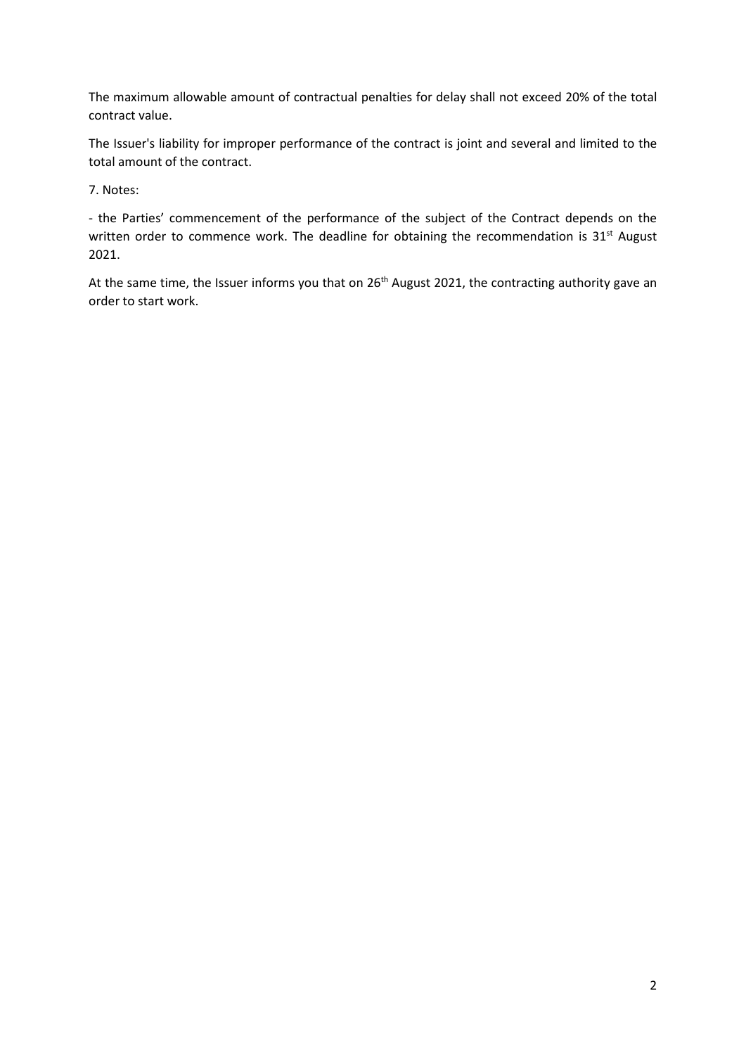The maximum allowable amount of contractual penalties for delay shall not exceed 20% of the total contract value.

The Issuer's liability for improper performance of the contract is joint and several and limited to the total amount of the contract.

7. Notes:

- the Parties' commencement of the performance of the subject of the Contract depends on the written order to commence work. The deadline for obtaining the recommendation is 31st August 2021.

At the same time, the Issuer informs you that on 26th August 2021, the contracting authority gave an order to start work.